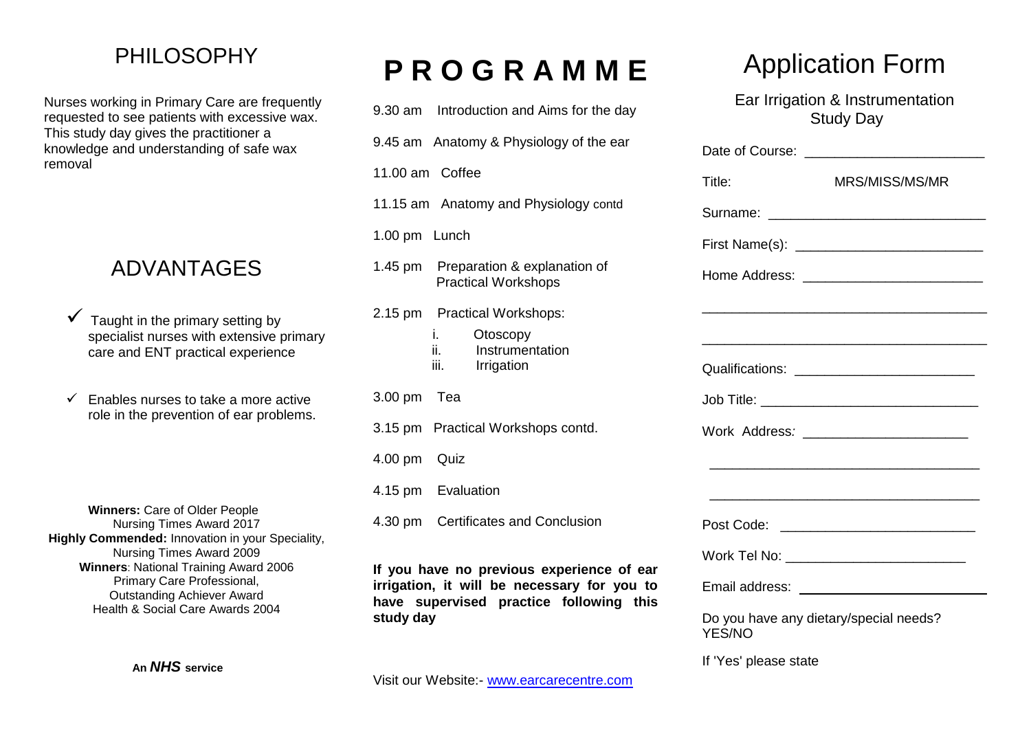## PHILOSOPHY

Nurses working in Primary Care are frequently requested to see patients with excessive wax. This study day gives the practitioner a knowledge and understanding of safe wax removal

## ADVANTAGES

- ✓ Taught in the primary setting by specialist nurses with extensive primary care and ENT practical experience
- ✓ Enables nurses to take a more active role in the prevention of ear problems.

**Winners:** Care of Older People
Nursing Times Award 2017
**Highly Commended:** Innovation in your Speciality,
Nursing Times Award 2009
**Winners**: National Training Award 2006
Primary Care Professional,
Outstanding Achiever Award
Health & Social Care Awards 2004

**An *NHS* service**

# P R O G R A M M E

9.30 am Introduction and Aims for the day

9.45 am Anatomy & Physiology of the ear

11.00 am Coffee

11.15 am Anatomy and Physiology contd

1.00 pm Lunch

1.45 pm Preparation & explanation of Practical Workshops

2.15 pm Practical Workshops:

- i. Otoscopy
- ii. Instrumentation
- iii. Irrigation

3.00 pm Tea

3.15 pm Practical Workshops contd.

4.00 pm Quiz

4.15 pm Evaluation

4.30 pm Certificates and Conclusion

**If you have no previous experience of ear irrigation, it will be necessary for you to have supervised practice following this study day**

Visit our Website:- www.earcarecentre.com

# Application Form

Ear Irrigation & Instrumentation Study Day

Date of Course: ________________________

Title: MRS/MISS/MS/MR

Surname: ____________________________

First Name(s): ________________________

Home Address: ________________________

______________________________________

______________________________________

Qualifications: _______________________

Job Title: ____________________________

Work Address: _______________________

______________________________________

______________________________________

Post Code: __________________________

Work Tel No: ________________________

Email address: ________________________

Do you have any dietary/special needs? YES/NO

If 'Yes' please state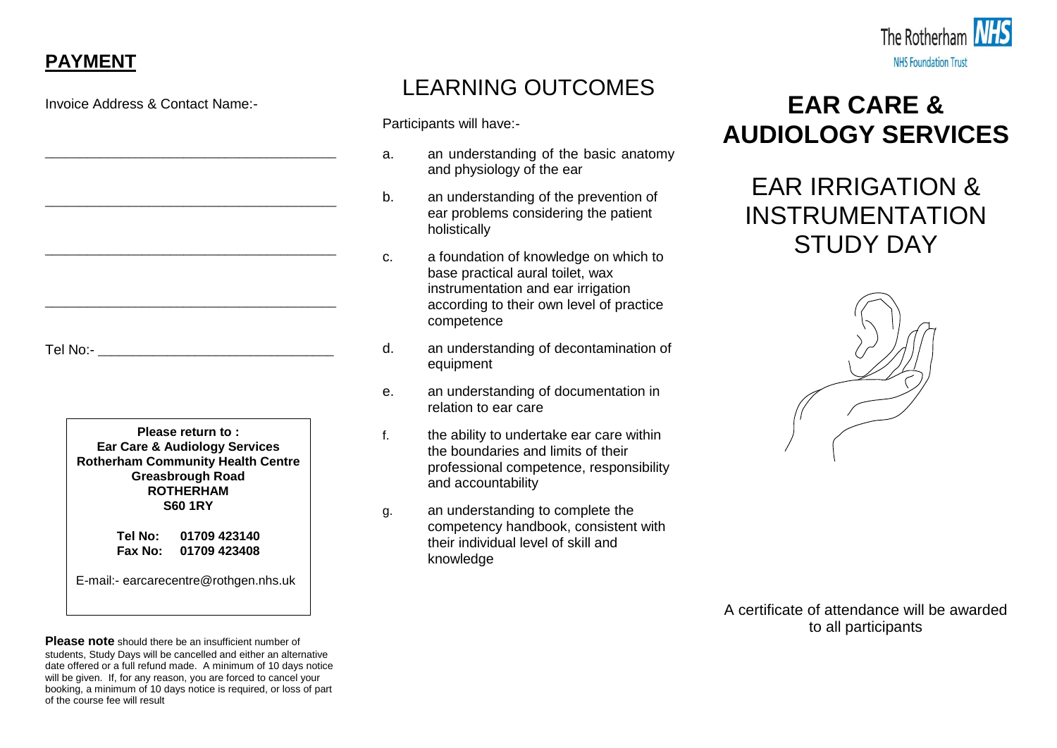## PAYMENT

Invoice Address & Contact Name:-

\_\_\_\_\_\_\_\_\_\_\_\_\_\_\_\_\_\_\_\_\_\_\_\_\_\_\_\_\_\_\_\_\_\_\_\_\_\_

\_\_\_\_\_\_\_\_\_\_\_\_\_\_\_\_\_\_\_\_\_\_\_\_\_\_\_\_\_\_\_\_\_\_\_\_\_\_

\_\_\_\_\_\_\_\_\_\_\_\_\_\_\_\_\_\_\_\_\_\_\_\_\_\_\_\_\_\_\_\_\_\_\_\_\_\_

\_\_\_\_\_\_\_\_\_\_\_\_\_\_\_\_\_\_\_\_\_\_\_\_\_\_\_\_\_\_\_\_\_\_\_\_\_\_

Tel No:- \_\_\_\_\_\_\_\_\_\_\_\_\_\_\_\_\_\_\_\_\_\_\_\_\_\_\_\_\_\_

**Please return to :**
**Ear Care & Audiology Services**
**Rotherham Community Health Centre**
**Greasbrough Road**
**ROTHERHAM**
**S60 1RY**

**Tel No: 01709 423140**
**Fax No: 01709 423408**

E-mail:- earcarecentre@rothgen.nhs.uk

**Please note** should there be an insufficient number of students, Study Days will be cancelled and either an alternative date offered or a full refund made. A minimum of 10 days notice will be given. If, for any reason, you are forced to cancel your booking, a minimum of 10 days notice is required, or loss of part of the course fee will result

# LEARNING OUTCOMES

Participants will have:-

a. an understanding of the basic anatomy and physiology of the ear

b. an understanding of the prevention of ear problems considering the patient holistically

c. a foundation of knowledge on which to base practical aural toilet, wax instrumentation and ear irrigation according to their own level of practice competence

d. an understanding of decontamination of equipment

e. an understanding of documentation in relation to ear care

f. the ability to undertake ear care within the boundaries and limits of their professional competence, responsibility and accountability

g. an understanding to complete the competency handbook, consistent with their individual level of skill and knowledge

The Rotherham NHS
NHS Foundation Trust

# EAR CARE & AUDIOLOGY SERVICES

## EAR IRRIGATION & INSTRUMENTATION STUDY DAY

A certificate of attendance will be awarded to all participants